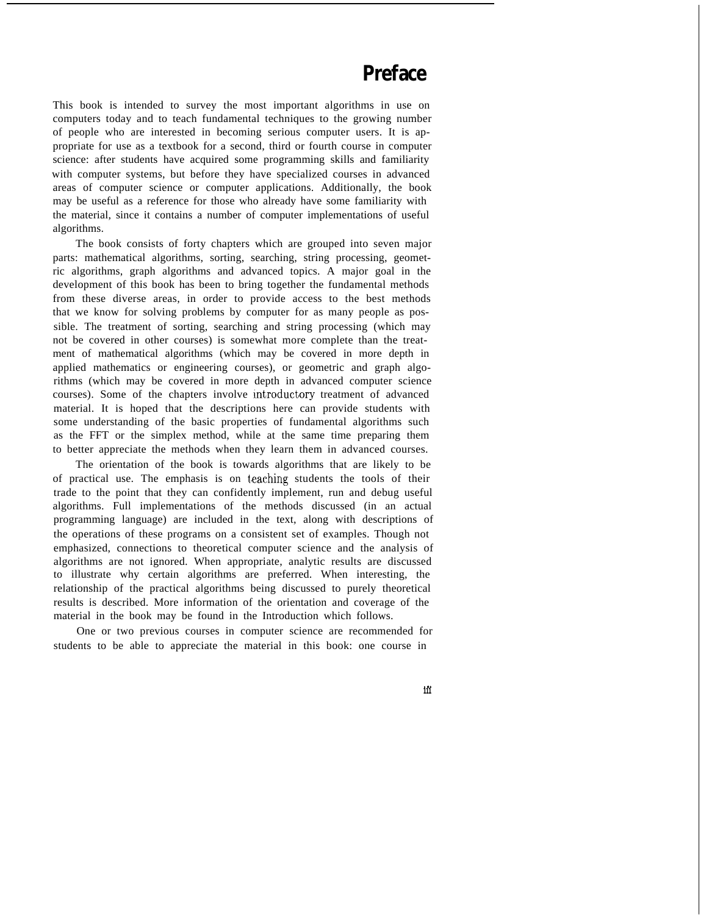# Preface

This book is intended to survey the most important algorithms in use on computers today and to teach fundamental techniques to the growing number of people who are interested in becoming serious computer users. It is appropriate for use as a textbook for a second, third or fourth course in computer science: after students have acquired some programming skills and familiarity with computer systems, but before they have specialized courses in advanced areas of computer science or computer applications. Additionally, the book may be useful as a reference for those who already have some familiarity with the material, since it contains a number of computer implementations of useful algorithms.

The book consists of forty chapters which are grouped into seven major parts: mathematical algorithms, sorting, searching, string processing, geometric algorithms, graph algorithms and advanced topics. A major goal in the development of this book has been to bring together the fundamental methods from these diverse areas, in order to provide access to the best methods that we know for solving problems by computer for as many people as possible. The treatment of sorting, searching and string processing (which may not be covered in other courses) is somewhat more complete than the treatment of mathematical algorithms (which may be covered in more depth in applied mathematics or engineering courses), or geometric and graph algorithms (which may be covered in more depth in advanced computer science courses). Some of the chapters involve introductory treatment of advanced material. It is hoped that the descriptions here can provide students with some understanding of the basic properties of fundamental algorithms such as the FFT or the simplex method, while at the same time preparing them to better appreciate the methods when they learn them in advanced courses.

The orientation of the book is towards algorithms that are likely to be of practical use. The emphasis is on teaching students the tools of their trade to the point that they can confidently implement, run and debug useful algorithms. Full implementations of the methods discussed (in an actual programming language) are included in the text, along with descriptions of the operations of these programs on a consistent set of examples. Though not emphasized, connections to theoretical computer science and the analysis of algorithms are not ignored. When appropriate, analytic results are discussed to illustrate why certain algorithms are preferred. When interesting, the relationship of the practical algorithms being discussed to purely theoretical results is described. More information of the orientation and coverage of the material in the book may be found in the Introduction which follows.

One or two previous courses in computer science are recommended for students to be able to appreciate the material in this book: one course in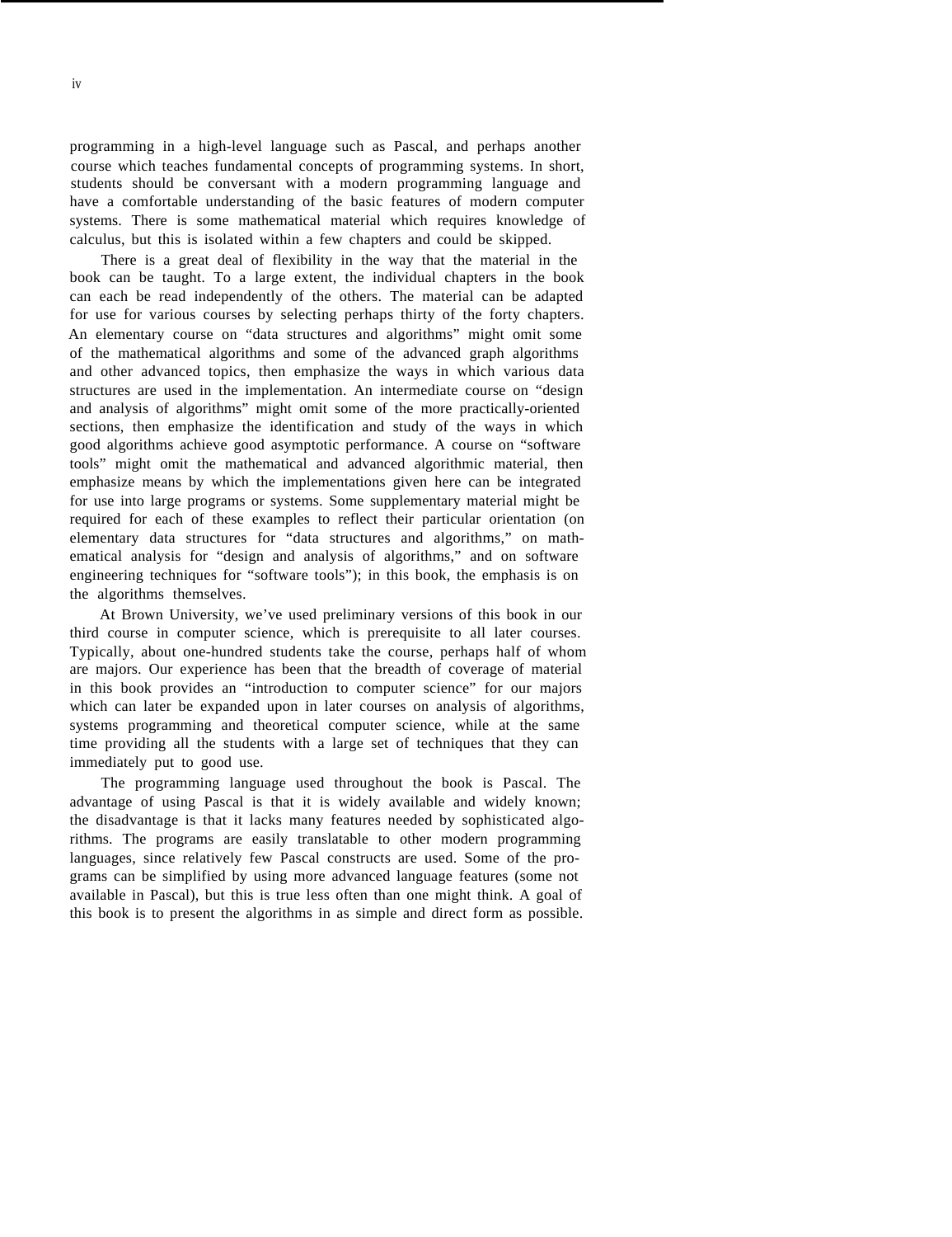programming in a high-level language such as Pascal, and perhaps another course which teaches fundamental concepts of programming systems. In short, students should be conversant with a modern programming language and have a comfortable understanding of the basic features of modern computer systems. There is some mathematical material which requires knowledge of calculus, but this is isolated within a few chapters and could be skipped.

There is a great deal of flexibility in the way that the material in the book can be taught. To a large extent, the individual chapters in the book can each be read independently of the others. The material can be adapted for use for various courses by selecting perhaps thirty of the forty chapters. An elementary course on "data structures and algorithms" might omit some of the mathematical algorithms and some of the advanced graph algorithms and other advanced topics, then emphasize the ways in which various data structures are used in the implementation. An intermediate course on "design and analysis of algorithms" might omit some of the more practically-oriented sections, then emphasize the identification and study of the ways in which good algorithms achieve good asymptotic performance. A course on "software tools" might omit the mathematical and advanced algorithmic material, then emphasize means by which the implementations given here can be integrated for use into large programs or systems. Some supplementary material might be required for each of these examples to reflect their particular orientation (on elementary data structures for "data structures and algorithms," on mathematical analysis for "design and analysis of algorithms," and on software engineering techniques for "software tools"); in this book, the emphasis is on the algorithms themselves.

At Brown University, we've used preliminary versions of this book in our third course in computer science, which is prerequisite to all later courses. Typically, about one-hundred students take the course, perhaps half of whom are majors. Our experience has been that the breadth of coverage of material in this book provides an "introduction to computer science" for our majors which can later be expanded upon in later courses on analysis of algorithms, systems programming and theoretical computer science, while at the same time providing all the students with a large set of techniques that they can immediately put to good use.

The programming language used throughout the book is Pascal. The advantage of using Pascal is that it is widely available and widely known; the disadvantage is that it lacks many features needed by sophisticated algorithms. The programs are easily translatable to other modern programming languages, since relatively few Pascal constructs are used. Some of the programs can be simplified by using more advanced language features (some not available in Pascal), but this is true less often than one might think. A goal of this book is to present the algorithms in as simple and direct form as possible.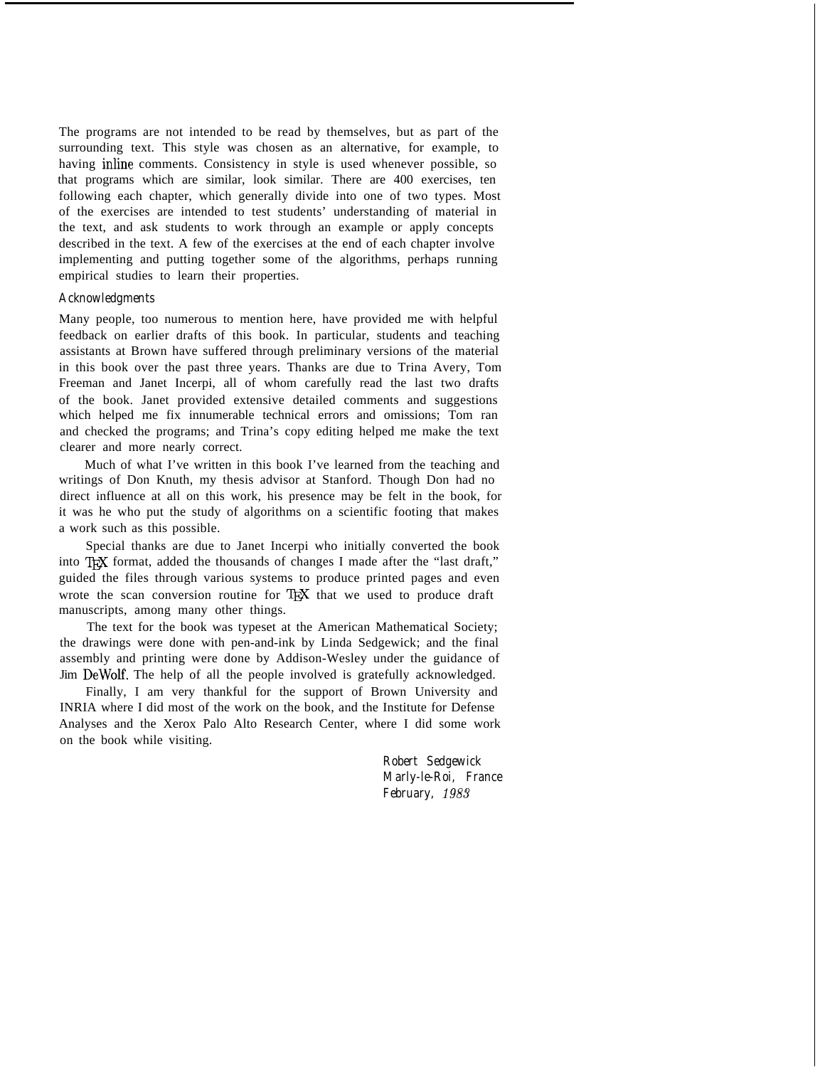The programs are not intended to be read by themselves, but as part of the surrounding text. This style was chosen as an alternative, for example, to having inline comments. Consistency in style is used whenever possible, so that programs which are similar, look similar. There are 400 exercises, ten following each chapter, which generally divide into one of two types. Most of the exercises are intended to test students' understanding of material in the text, and ask students to work through an example or apply concepts described in the text. A few of the exercises at the end of each chapter involve implementing and putting together some of the algorithms, perhaps running empirical studies to learn their properties.

*Acknowledgments*

Many people, too numerous to mention here, have provided me with helpful feedback on earlier drafts of this book. In particular, students and teaching assistants at Brown have suffered through preliminary versions of the material in this book over the past three years. Thanks are due to Trina Avery, Tom Freeman and Janet Incerpi, all of whom carefully read the last two drafts of the book. Janet provided extensive detailed comments and suggestions which helped me fix innumerable technical errors and omissions; Tom ran and checked the programs; and Trina's copy editing helped me make the text clearer and more nearly correct.

Much of what I've written in this book I've learned from the teaching and writings of Don Knuth, my thesis advisor at Stanford. Though Don had no direct influence at all on this work, his presence may be felt in the book, for it was he who put the study of algorithms on a scientific footing that makes a work such as this possible.

Special thanks are due to Janet Incerpi who initially converted the book into TEX format, added the thousands of changes I made after the "last draft," guided the files through various systems to produce printed pages and even wrote the scan conversion routine for TEX that we used to produce draft manuscripts, among many other things.

The text for the book was typeset at the American Mathematical Society; the drawings were done with pen-and-ink by Linda Sedgewick; and the final assembly and printing were done by Addison-Wesley under the guidance of Jim DeWolf. The help of all the people involved is gratefully acknowledged.

Finally, I am very thankful for the support of Brown University and INRIA where I did most of the work on the book, and the Institute for Defense Analyses and the Xerox Palo Alto Research Center, where I did some work on the book while visiting.

*Robert Sedgewick*
*Marly-le-Roi, France*
*February, 1983*